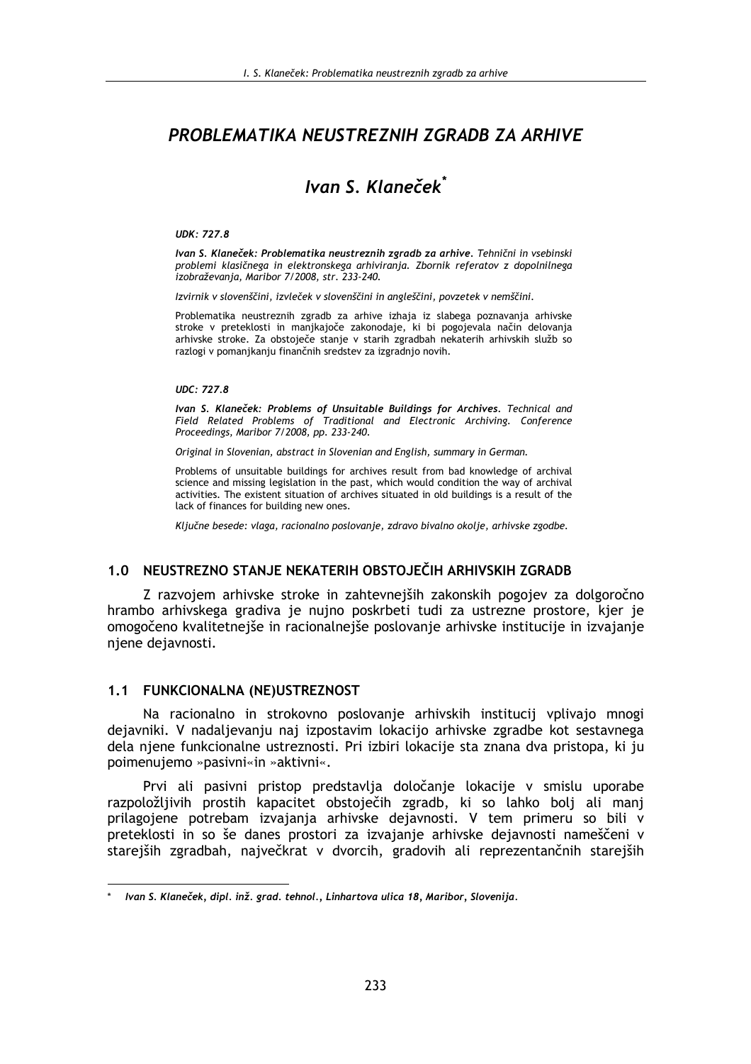# PROBLEMATIKA NEUSTREZNIH ZGRADB ZA ARHIVE

## Ivan S. Klaneček*

***UDK: 727.8***

***Ivan S. Klaneček: Problematika neustreznih zgradb za arhive.*** *Tehnični in vsebinski problemi klasičnega in elektronskega arhiviranja. Zbornik referatov z dopolnilnega izobraževanja, Maribor 7/2008, str. 233-240.*

*Izvirnik v slovenščini, izvleček v slovenščini in angleščini, povzetek v nemščini.*

Problematika neustreznih zgradb za arhive izhaja iz slabega poznavanja arhivske stroke v preteklosti in manjkajoče zakonodaje, ki bi pogojevala način delovanja arhivske stroke. Za obstoječe stanje v starih zgradbah nekaterih arhivskih služb so razlogi v pomanjkanju finančnih sredstev za izgradnjo novih.

***UDC: 727.8***

***Ivan S. Klaneček: Problems of Unsuitable Buildings for Archives.*** *Technical and Field Related Problems of Traditional and Electronic Archiving. Conference Proceedings, Maribor 7/2008, pp. 233-240.*

*Original in Slovenian, abstract in Slovenian and English, summary in German.*

Problems of unsuitable buildings for archives result from bad knowledge of archival science and missing legislation in the past, which would condition the way of archival activities. The existent situation of archives situated in old buildings is a result of the lack of finances for building new ones.

*Ključne besede: vlaga, racionalno poslovanje, zdravo bivalno okolje, arhivske zgodbe.*

### 1.0 NEUSTREZNO STANJE NEKATERIH OBSTOJEČIH ARHIVSKIH ZGRADB

Z razvojem arhivske stroke in zahtevnejših zakonskih pogojev za dolgoročno hrambo arhivskega gradiva je nujno poskrbeti tudi za ustrezne prostore, kjer je omogočeno kvalitetnejše in racionalnejše poslovanje arhivske institucije in izvajanje njene dejavnosti.

### 1.1 FUNKCIONALNA (NE)USTREZNOST

Na racionalno in strokovno poslovanje arhivskih institucij vplivajo mnogi dejavniki. V nadaljevanju naj izpostavim lokacijo arhivske zgradbe kot sestavnega dela njene funkcionalne ustreznosti. Pri izbiri lokacije sta znana dva pristopa, ki ju poimenujemo »pasivni«in »aktivni«.

Prvi ali pasivni pristop predstavlja določanje lokacije v smislu uporabe razpoložljivih prostih kapacitet obstoječih zgradb, ki so lahko bolj ali manj prilagojene potrebam izvajanja arhivske dejavnosti. V tem primeru so bili v preteklosti in so še danes prostori za izvajanje arhivske dejavnosti nameščeni v starejših zgradbah, največkrat v dvorcih, gradovih ali reprezentančnih starejših

---

\* *Ivan S. Klaneček, dipl. inž. grad. tehnol., Linhartova ulica 18, Maribor, Slovenija.*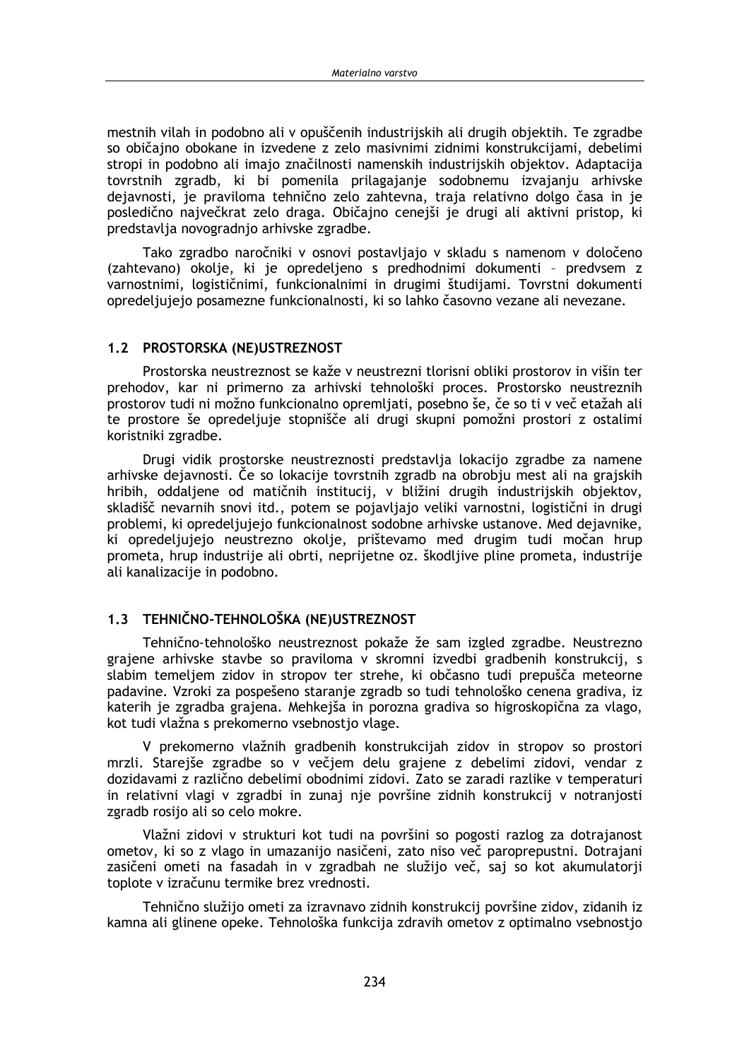mestnih vilah in podobno ali v opuščenih industrijskih ali drugih objektih. Te zgradbe so običajno obokane in izvedene z zelo masivnimi zidnimi konstrukcijami, debelimi stropi in podobno ali imajo značilnosti namenskih industrijskih objektov. Adaptacija tovrstnih zgradb, ki bi pomenila prilagajanje sodobnemu izvajanju arhivske dejavnosti, je praviloma tehnično zelo zahtevna, traja relativno dolgo časa in je posledično največkrat zelo draga. Običajno cenejši je drugi ali aktivni pristop, ki predstavlja novogradnjo arhivske zgradbe.

Tako zgradbo naročniki v osnovi postavljajo v skladu s namenom v določeno (zahtevano) okolje, ki je opredeljeno s predhodnimi dokumenti – predvsem z varnostnimi, logističnimi, funkcionalnimi in drugimi študijami. Tovrstni dokumenti opredeljujejo posamezne funkcionalnosti, ki so lahko časovno vezane ali nevezane.

## 1.2 PROSTORSKA (NE)USTREZNOST

Prostorska neustreznost se kaže v neustrezni tlorisni obliki prostorov in višin ter prehodov, kar ni primerno za arhivski tehnološki proces. Prostorsko neustreznih prostorov tudi ni možno funkcionalno opremljati, posebno še, če so ti v več etažah ali te prostore še opredeljuje stopnišče ali drugi skupni pomožni prostori z ostalimi koristniki zgradbe.

Drugi vidik prostorske neustreznosti predstavlja lokacijo zgradbe za namene arhivske dejavnosti. Če so lokacije tovrstnih zgradb na obrobju mest ali na grajskih hribih, oddaljene od matičnih institucij, v bližini drugih industrijskih objektov, skladišč nevarnih snovi itd., potem se pojavljajo veliki varnostni, logistični in drugi problemi, ki opredeljujejo funkcionalnost sodobne arhivske ustanove. Med dejavnike, ki opredeljujejo neustrezno okolje, prištevamo med drugim tudi močan hrup prometa, hrup industrije ali obrti, neprijetne oz. škodljive pline prometa, industrije ali kanalizacije in podobno.

## 1.3 TEHNIČNO-TEHNOLOŠKA (NE)USTREZNOST

Tehnično-tehnološko neustreznost pokaže že sam izgled zgradbe. Neustrezno grajene arhivske stavbe so praviloma v skromni izvedbi gradbenih konstrukcij, s slabim temeljem zidov in stropov ter strehe, ki občasno tudi prepušča meteorne padavine. Vzroki za pospešeno staranje zgradb so tudi tehnološko cenena gradiva, iz katerih je zgradba grajena. Mehkejša in porozna gradiva so higroskopična za vlago, kot tudi vlažna s prekomerno vsebnostjo vlage.

V prekomerno vlažnih gradbenih konstrukcijah zidov in stropov so prostori mrzli. Starejše zgradbe so v večjem delu grajene z debelimi zidovi, vendar z dozidavami z različno debelimi obodnimi zidovi. Zato se zaradi razlike v temperaturi in relativni vlagi v zgradbi in zunaj nje površine zidnih konstrukcij v notranjosti zgradb rosijo ali so celo mokre.

Vlažni zidovi v strukturi kot tudi na površini so pogosti razlog za dotrajanost ometov, ki so z vlago in umazanijo nasičeni, zato niso več paroprepustni. Dotrajani zasičeni ometi na fasadah in v zgradbah ne služijo več, saj so kot akumulatorji toplote v izračunu termike brez vrednosti.

Tehnično služijo ometi za izravnavo zidnih konstrukcij površine zidov, zidanih iz kamna ali glinene opeke. Tehnološka funkcija zdravih ometov z optimalno vsebnostjo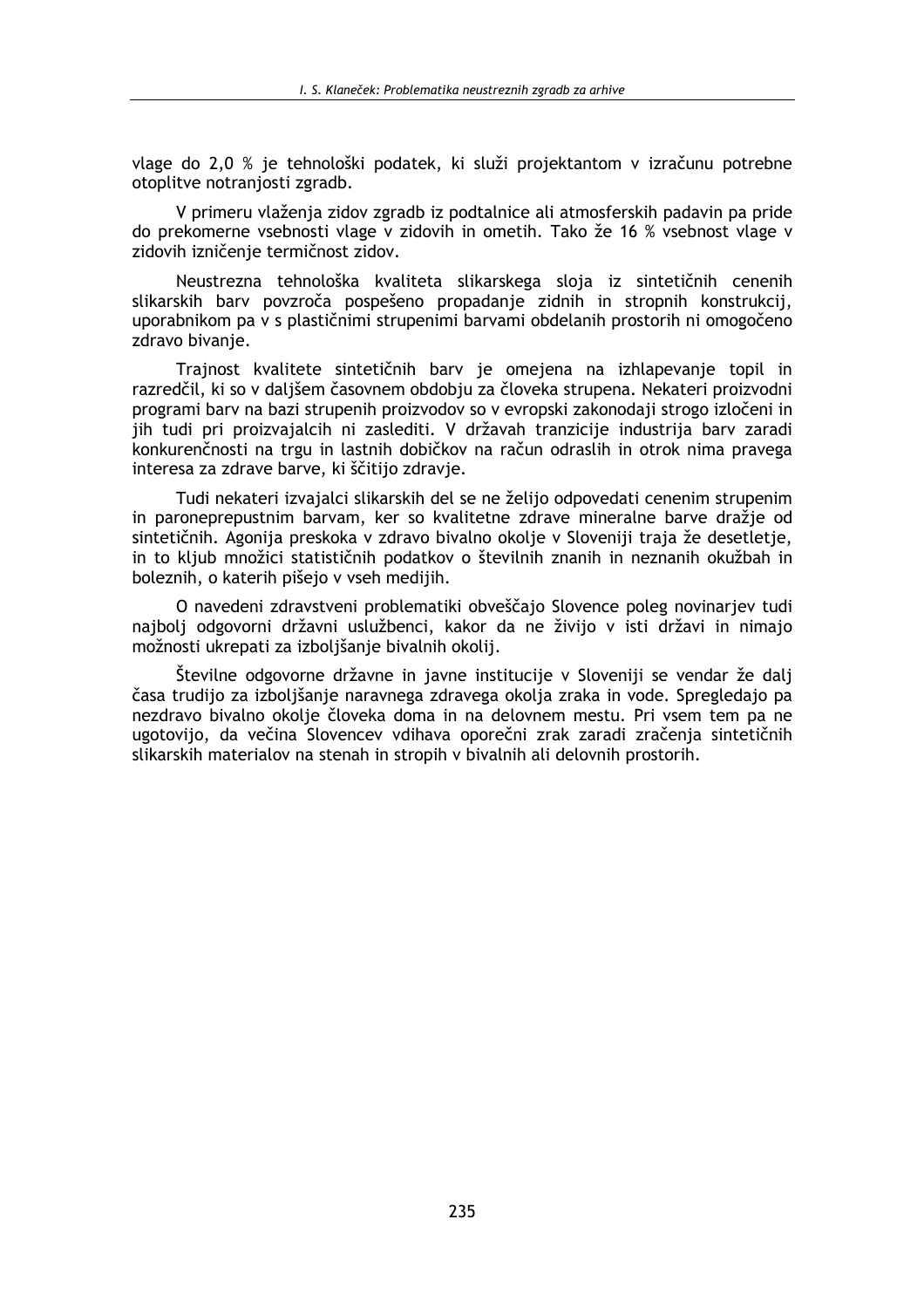vlage do 2,0 % je tehnološki podatek, ki služi projektantom v izračunu potrebne otoplitve notranjosti zgradb.

V primeru vlaženja zidov zgradb iz podtalnice ali atmosferskih padavin pa pride do prekomerne vsebnosti vlage v zidovih in ometih. Tako že 16 % vsebnost vlage v zidovih izničenje termičnost zidov.

Neustrezna tehnološka kvaliteta slikarskega sloja iz sintetičnih cenenih slikarskih barv povzroča pospešeno propadanje zidnih in stropnih konstrukcij, uporabnikom pa v s plastičnimi strupenimi barvami obdelanih prostorih ni omogočeno zdravo bivanje.

Trajnost kvalitete sintetičnih barv je omejena na izhlapevanje topil in razredčil, ki so v daljšem časovnem obdobju za človeka strupena. Nekateri proizvodni programi barv na bazi strupenih proizvodov so v evropski zakonodaji strogo izločeni in jih tudi pri proizvajalcih ni zaslediti. V državah tranzicije industrija barv zaradi konkurenčnosti na trgu in lastnih dobičkov na račun odraslih in otrok nima pravega interesa za zdrave barve, ki ščitijo zdravje.

Tudi nekateri izvajalci slikarskih del se ne želijo odpovedati cenenim strupenim in paronepre­pustnim barvam, ker so kvalitetne zdrave mineralne barve dražje od sintetičnih. Agonija preskoka v zdravo bivalno okolje v Sloveniji traja že desetletje, in to kljub množici statističnih podatkov o številnih znanih in neznanih okužbah in boleznih, o katerih pišejo v vseh medijih.

O navedeni zdravstveni problematiki obveščajo Slovence poleg novinarjev tudi najbolj odgovorni državni uslužbenci, kakor da ne živijo v isti državi in nimajo možnosti ukrepati za izboljšanje bivalnih okolij.

Številne odgovorne državne in javne institucije v Sloveniji se vendar že dalj časa trudijo za izboljšanje naravnega zdravega okolja zraka in vode. Spregledajo pa nezdravo bivalno okolje človeka doma in na delovnem mestu. Pri vsem tem pa ne ugotovijo, da večina Slovencev vdihava oporečni zrak zaradi zračenja sintetičnih slikarskih materialov na stenah in stropih v bivalnih ali delovnih prostorih.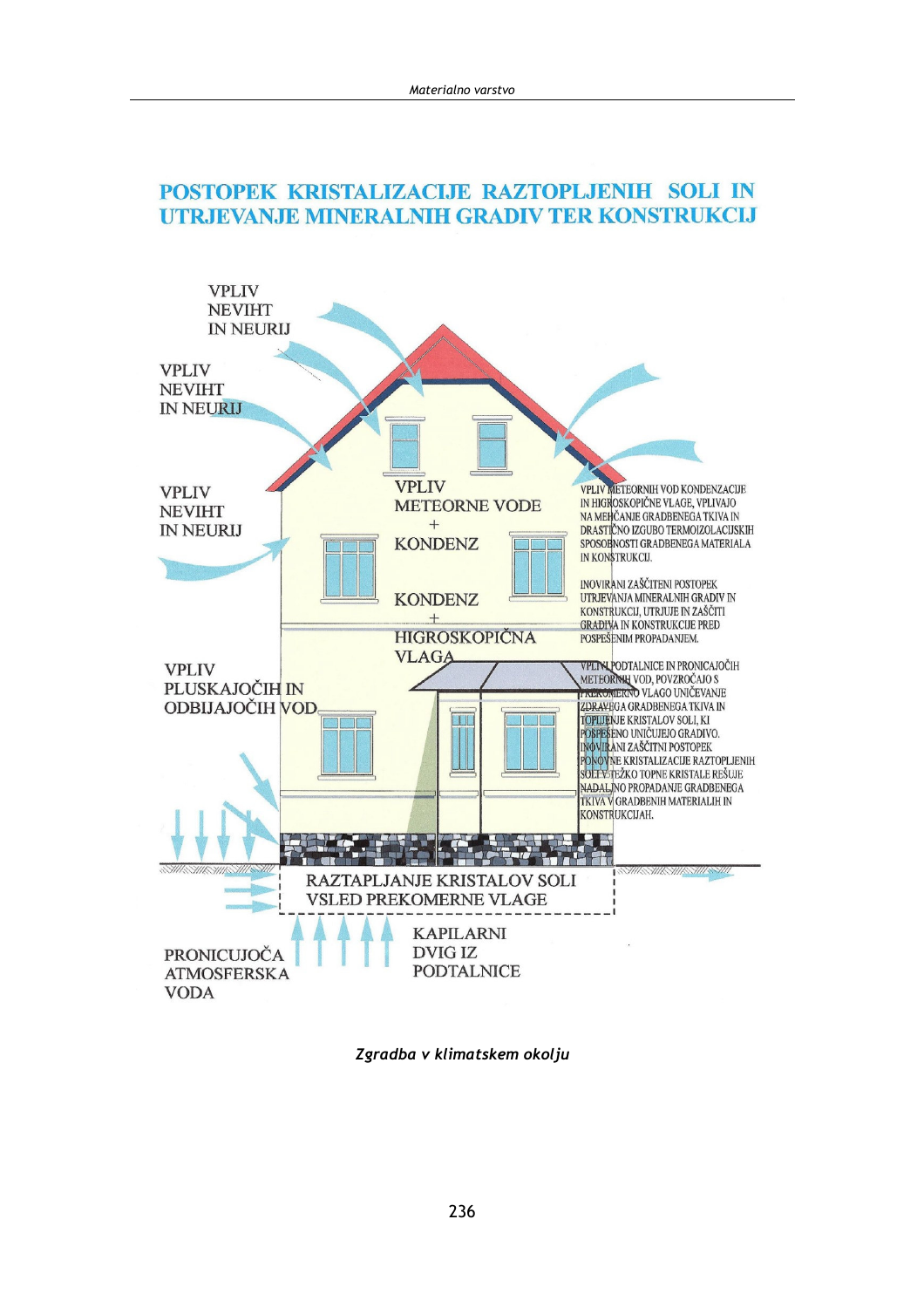# POSTOPEK KRISTALIZACIJE RAZTOPLJENIH SOLI IN UTRJEVANJE MINERALNIH GRADIV TER KONSTRUKCIJ

VPLIV NEVIHT IN NEURIJ

VPLIV NEVIHT IN NEURIJ

VPLIV NEVIHT IN NEURIJ

VPLIV METEORNE VODE + KONDENZ

KONDENZ + HIGROSKOPIČNA VLAGA

VPLIV PLUSKAJOČIH IN ODBIJAJOČIH VOD

VPLIV METEORNIH VOD KONDENZACIJE IN HIGROSKOPIČNE VLAGE, VPLIVAJO NA MEHČANJE GRADBENEGA TKIVA IN DRASTIČNO IZGUBO TERMOIZOLACIJSKIH SPOSOBNOSTI GRADBENEGA MATERIALA IN KONSTRUKCIJ.

INOVIRANI ZAŠČITENI POSTOPEK UTRJEVANJA MINERALNIH GRADIV IN KONSTRUKCIJ, UTRJUJE IN ZAŠČITI GRADIVA IN KONSTRUKCIJE PRED POSPEŠENIM PROPADANJEM.

VPLIVI PODTALNICE IN PRONICAJOČIH METEORNIH VOD, POVZROČAJO S PREKOMERNO VLAGO UNIČEVANJE ZDRAVEGA GRADBENEGA TKIVA IN TOPLJENJE KRISTALOV SOLI, KI POSPEŠENO UNIČUJEJO GRADIVO. INOVIRANI ZAŠČITNI POSTOPEK PONOVNE KRISTALIZACIJE RAZTOPLJENIH SOLI V TEŽKO TOPNE KRISTALE REŠUJE NADALJNO PROPADANJE GRADBENEGA TKIVA V GRADBENIH MATERIALIH IN KONSTRUKCIJAH.

RAZTAPLJANJE KRISTALOV SOLI VSLED PREKOMERNE VLAGE

PRONICUJOČA ATMOSFERSKA VODA

KAPILARNI DVIG IZ PODTALNICE

*Zgradba v klimatskem okolju*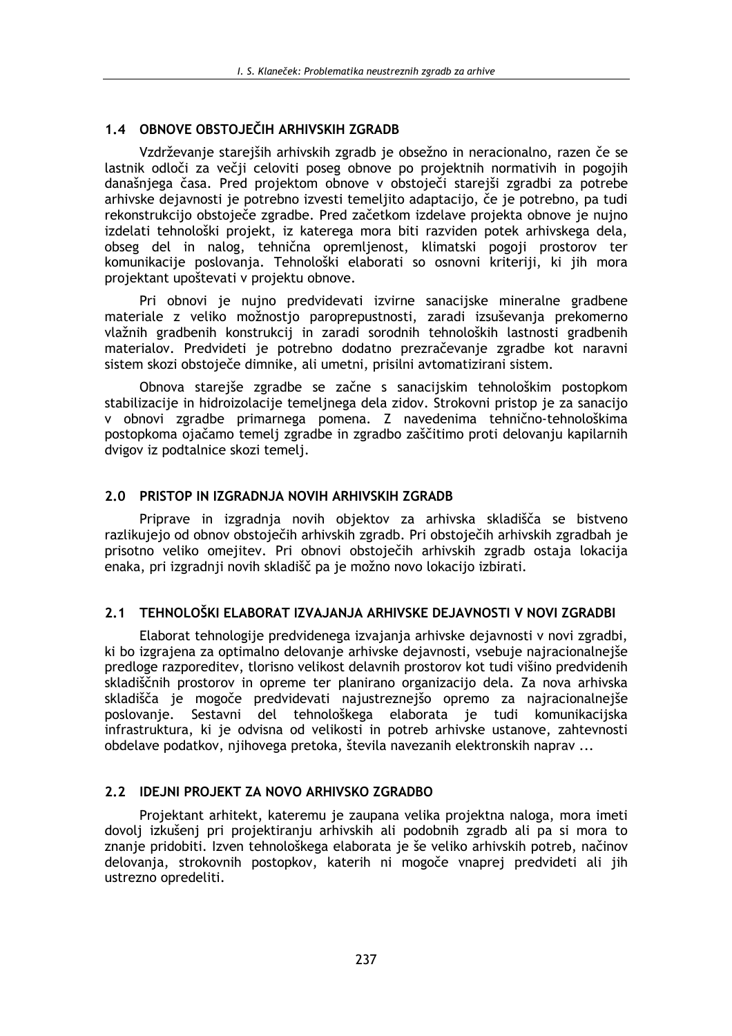## 1.4 OBNOVE OBSTOJEČIH ARHIVSKIH ZGRADB

Vzdrževanje starejših arhivskih zgradb je obsežno in neracionalno, razen če se lastnik odloči za večji celoviti poseg obnove po projektnih normativih in pogojih današnjega časa. Pred projektom obnove v obstoječi starejši zgradbi za potrebe arhivske dejavnosti je potrebno izvesti temeljito adaptacijo, če je potrebno, pa tudi rekonstrukcijo obstoječe zgradbe. Pred začetkom izdelave projekta obnove je nujno izdelati tehnološki projekt, iz katerega mora biti razviden potek arhivskega dela, obseg del in nalog, tehnična opremljenost, klimatski pogoji prostorov ter komunikacije poslovanja. Tehnološki elaborati so osnovni kriteriji, ki jih mora projektant upoštevati v projektu obnove.

Pri obnovi je nujno predvidevati izvirne sanacijske mineralne gradbene materiale z veliko možnostjo paroprepustnosti, zaradi izsuševanja prekomerno vlažnih gradbenih konstrukcij in zaradi sorodnih tehnoloških lastnosti gradbenih materialov. Predvideti je potrebno dodatno prezračevanje zgradbe kot naravni sistem skozi obstoječe dimnike, ali umetni, prisilni avtomatizirani sistem.

Obnova starejše zgradbe se začne s sanacijskim tehnološkim postopkom stabilizacije in hidroizolacije temeljnega dela zidov. Strokovni pristop je za sanacijo v obnovi zgradbe primarnega pomena. Z navedenima tehnično-tehnološkima postopkoma ojačamo temelj zgradbe in zgradbo zaščitimo proti delovanju kapilarnih dvigov iz podtalnice skozi temelj.

## 2.0 PRISTOP IN IZGRADNJA NOVIH ARHIVSKIH ZGRADB

Priprave in izgradnja novih objektov za arhivska skladišča se bistveno razlikujejo od obnov obstoječih arhivskih zgradb. Pri obstoječih arhivskih zgradbah je prisotno veliko omejitev. Pri obnovi obstoječih arhivskih zgradb ostaja lokacija enaka, pri izgradnji novih skladišč pa je možno novo lokacijo izbirati.

## 2.1 TEHNOLOŠKI ELABORAT IZVAJANJA ARHIVSKE DEJAVNOSTI V NOVI ZGRADBI

Elaborat tehnologije predvidenega izvajanja arhivske dejavnosti v novi zgradbi, ki bo izgrajena za optimalno delovanje arhivske dejavnosti, vsebuje najracionalnejše predloge razporeditev, tlorisno velikost delavnih prostorov kot tudi višino predvidenih skladiščnih prostorov in opreme ter planirano organizacijo dela. Za nova arhivska skladišča je mogoče predvidevati najustreznejšo opremo za najracionalnejše poslovanje. Sestavni del tehnološkega elaborata je tudi komunikacijska infrastruktura, ki je odvisna od velikosti in potreb arhivske ustanove, zahtevnosti obdelave podatkov, njihovega pretoka, števila navezanih elektronskih naprav ...

## 2.2 IDEJNI PROJEKT ZA NOVO ARHIVSKO ZGRADBO

Projektant arhitekt, kateremu je zaupana velika projektna naloga, mora imeti dovolj izkušenj pri projektiranju arhivskih ali podobnih zgradb ali pa si mora to znanje pridobiti. Izven tehnološkega elaborata je še veliko arhivskih potreb, načinov delovanja, strokovnih postopkov, katerih ni mogoče vnaprej predvideti ali jih ustrezno opredeliti.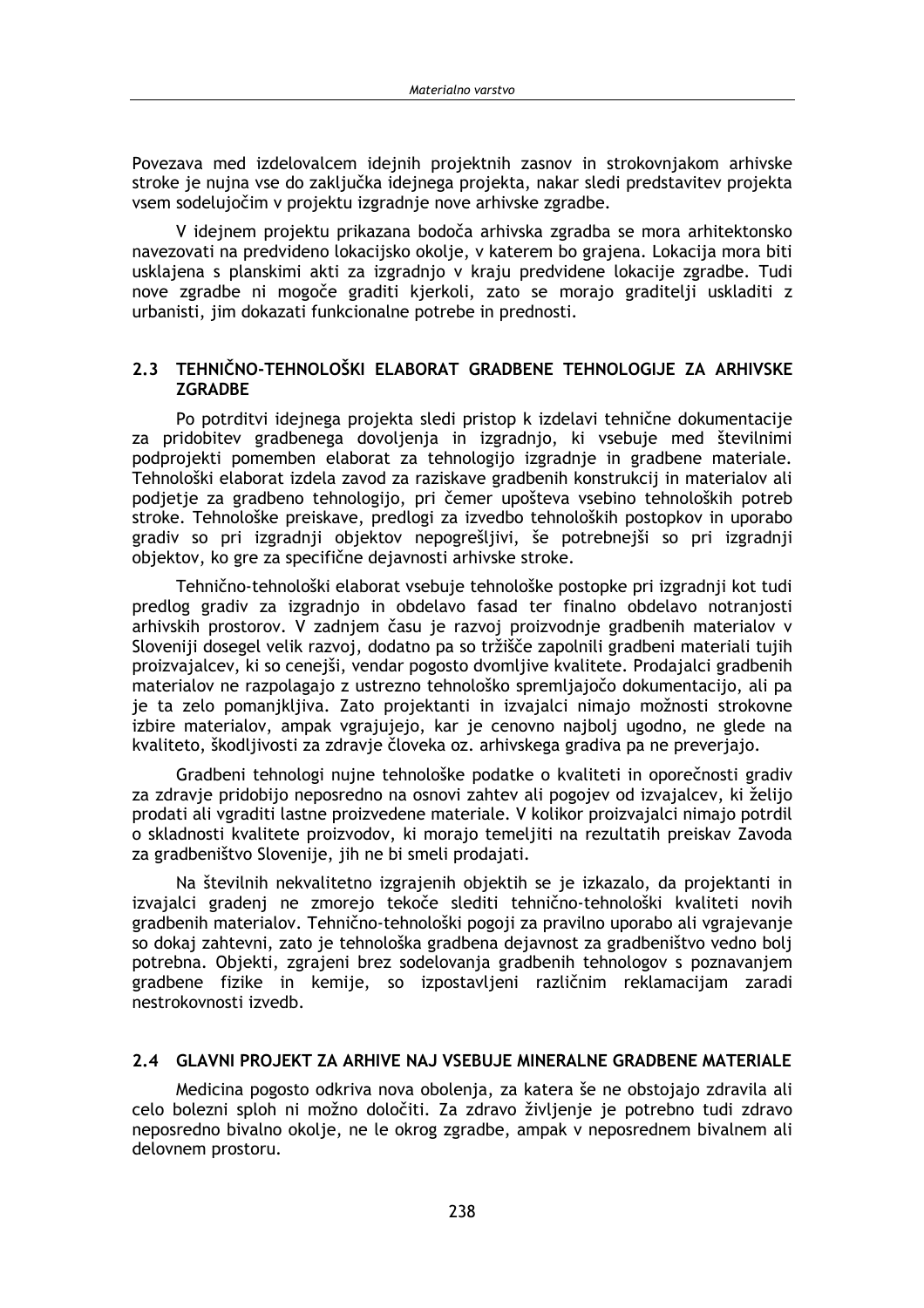Povezava med izdelovalcem idejnih projektnih zasnov in strokovnjakom arhivske stroke je nujna vse do zaključka idejnega projekta, nakar sledi predstavitev projekta vsem sodelujočim v projektu izgradnje nove arhivske zgradbe.

V idejnem projektu prikazana bodoča arhivska zgradba se mora arhitektonsko navezovati na predvideno lokacijsko okolje, v katerem bo grajena. Lokacija mora biti usklajena s planskimi akti za izgradnjo v kraju predvidene lokacije zgradbe. Tudi nove zgradbe ni mogoče graditi kjerkoli, zato se morajo graditelji uskladiti z urbanisti, jim dokazati funkcionalne potrebe in prednosti.

## 2.3 TEHNIČNO-TEHNOLOŠKI ELABORAT GRADBENE TEHNOLOGIJE ZA ARHIVSKE ZGRADBE

Po potrditvi idejnega projekta sledi pristop k izdelavi tehnične dokumentacije za pridobitev gradbenega dovoljenja in izgradnjo, ki vsebuje med številnimi podprojekti pomemben elaborat za tehnologijo izgradnje in gradbene materiale. Tehnološki elaborat izdela zavod za raziskave gradbenih konstrukcij in materialov ali podjetje za gradbeno tehnologijo, pri čemer upošteva vsebino tehnoloških potreb stroke. Tehnološke preiskave, predlogi za izvedbo tehnoloških postopkov in uporabo gradiv so pri izgradnji objektov nepogrešljivi, še potrebnejši so pri izgradnji objektov, ko gre za specifične dejavnosti arhivske stroke.

Tehnično-tehnološki elaborat vsebuje tehnološke postopke pri izgradnji kot tudi predlog gradiv za izgradnjo in obdelavo fasad ter finalno obdelavo notranjosti arhivskih prostorov. V zadnjem času je razvoj proizvodnje gradbenih materialov v Sloveniji dosegel velik razvoj, dodatno pa so tržišče zapolnili gradbeni materiali tujih proizvajalcev, ki so cenejši, vendar pogosto dvomljive kvalitete. Prodajalci gradbenih materialov ne razpolagajo z ustrezno tehnološko spremljajočo dokumentacijo, ali pa je ta zelo pomanjkljiva. Zato projektanti in izvajalci nimajo možnosti strokovne izbire materialov, ampak vgrajujejo, kar je cenovno najbolj ugodno, ne glede na kvaliteto, škodljivosti za zdravje človeka oz. arhivskega gradiva pa ne preverjajo.

Gradbeni tehnologi nujne tehnološke podatke o kvaliteti in oporečnosti gradiv za zdravje pridobijo neposredno na osnovi zahtev ali pogojev od izvajalcev, ki želijo prodati ali vgraditi lastne proizvedene materiale. V kolikor proizvajalci nimajo potrdil o skladnosti kvalitete proizvodov, ki morajo temeljiti na rezultatih preiskav Zavoda za gradbeništvo Slovenije, jih ne bi smeli prodajati.

Na številnih nekvalitetno izgrajenih objektih se je izkazalo, da projektanti in izvajalci gradenj ne zmorejo tekoče slediti tehnično-tehnološki kvaliteti novih gradbenih materialov. Tehnično-tehnološki pogoji za pravilno uporabo ali vgrajevanje so dokaj zahtevni, zato je tehnološka gradbena dejavnost za gradbeništvo vedno bolj potrebna. Objekti, zgrajeni brez sodelovanja gradbenih tehnologov s poznavanjem gradbene fizike in kemije, so izpostavljeni različnim reklamacijam zaradi nestrokovnosti izvedb.

## 2.4 GLAVNI PROJEKT ZA ARHIVE NAJ VSEBUJE MINERALNE GRADBENE MATERIALE

Medicina pogosto odkriva nova obolenja, za katera še ne obstojajo zdravila ali celo bolezni sploh ni možno določiti. Za zdravo življenje je potrebno tudi zdravo neposredno bivalno okolje, ne le okrog zgradbe, ampak v neposrednem bivalnem ali delovnem prostoru.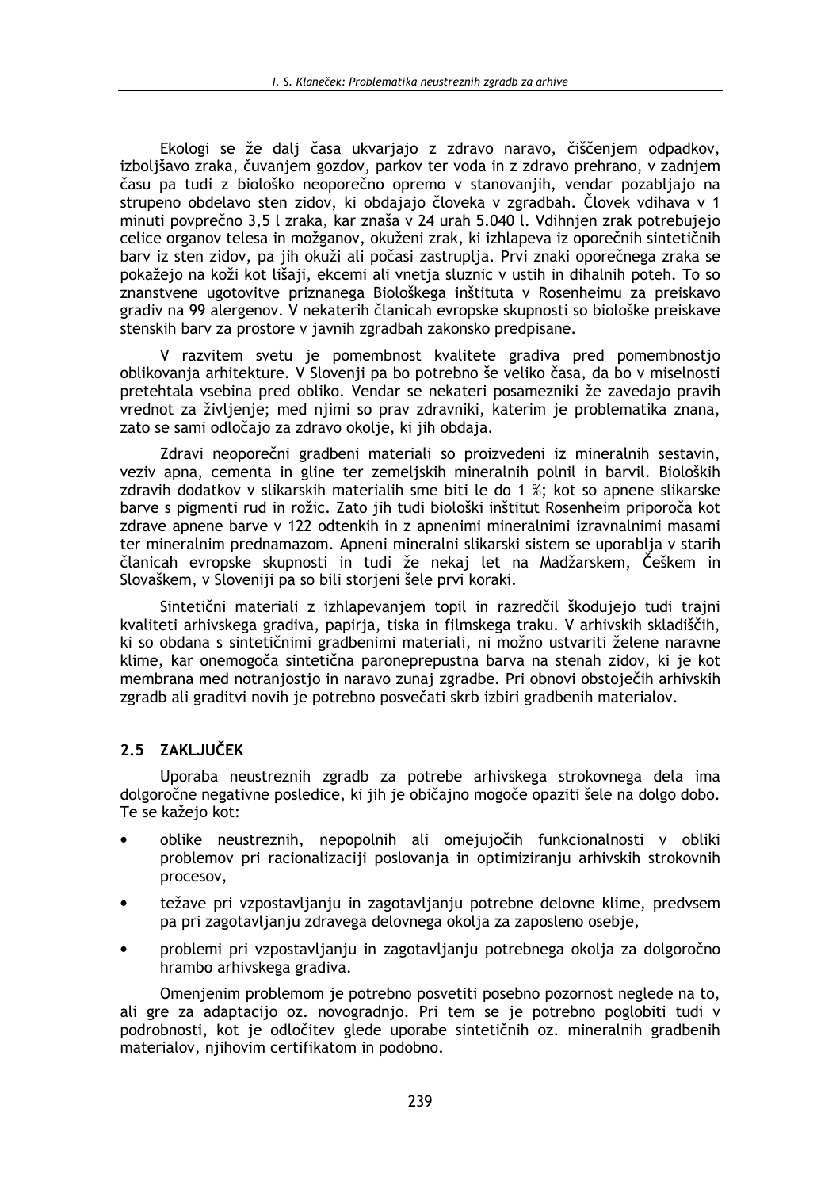Ekologi se že dalj časa ukvarjajo z zdravo naravo, čiščenjem odpadkov, izboljšavo zraka, čuvanjem gozdov, parkov ter voda in z zdravo prehrano, v zadnjem času pa tudi z biološko neoporečno opremo v stanovanjih, vendar pozabljajo na strupeno obdelavo sten zidov, ki obdajajo človeka v zgradbah. Človek vdihava v 1 minuti povprečno 3,5 l zraka, kar znaša v 24 urah 5.040 l. Vdihnjen zrak potrebujejo celice organov telesa in možganov, okuženi zrak, ki izhlapeva iz oporečnih sintetičnih barv iz sten zidov, pa jih okuži ali počasi zastruplja. Prvi znaki oporečnega zraka se pokažejo na koži kot lišaji, ekcemi ali vnetja sluznic v ustih in dihalnih poteh. To so znanstvene ugotovitve priznanega Biološkega inštituta v Rosenheimu za preiskavo gradiv na 99 alergenov. V nekaterih članicah evropske skupnosti so biološke preiskave stenskih barv za prostore v javnih zgradbah zakonsko predpisane.

V razvitem svetu je pomembnost kvalitete gradiva pred pomembnostjo oblikovanja arhitekture. V Sloveniji pa bo potrebno še veliko časa, da bo v miselnosti pretehtala vsebina pred obliko. Vendar se nekateri posamezniki že zavedajo pravih vrednot za življenje; med njimi so prav zdravniki, katerim je problematika znana, zato se sami odločajo za zdravo okolje, ki jih obdaja.

Zdravi neoporečni gradbeni materiali so proizvedeni iz mineralnih sestavin, veziv apna, cementa in gline ter zemeljskih mineralnih polnil in barvil. Bioloških zdravih dodatkov v slikarskih materialih sme biti le do 1 %; kot so apnene slikarske barve s pigmenti rud in rožic. Zato jih tudi biološki inštitut Rosenheim priporoča kot zdrave apnene barve v 122 odtenkih in z apnenimi mineralnimi izravnalnimi masami ter mineralnim prednamazom. Apneni mineralni slikarski sistem se uporablja v starih članicah evropske skupnosti in tudi že nekaj let na Madžarskem, Češkem in Slovaškem, v Sloveniji pa so bili storjeni šele prvi koraki.

Sintetični materiali z izhlapevanjem topil in razredčil škodujejo tudi trajni kvaliteti arhivskega gradiva, papirja, tiska in filmskega traku. V arhivskih skladiščih, ki so obdana s sintetičnimi gradbenimi materiali, ni možno ustvariti želene naravne klime, kar onemogoča sintetična paroneprepustna barva na stenah zidov, ki je kot membrana med notranjostjo in naravo zunaj zgradbe. Pri obnovi obstoječih arhivskih zgradb ali graditvi novih je potrebno posvečati skrb izbiri gradbenih materialov.

## 2.5 ZAKLJUČEK

Uporaba neustreznih zgradb za potrebe arhivskega strokovnega dela ima dolgoročne negativne posledice, ki jih je običajno mogoče opaziti šele na dolgo dobo. Te se kažejo kot:

- oblike neustreznih, nepopolnih ali omejujočih funkcionalnosti v obliki problemov pri racionalizaciji poslovanja in optimiziranju arhivskih strokovnih procesov,
- težave pri vzpostavljanju in zagotavljanju potrebne delovne klime, predvsem pa pri zagotavljanju zdravega delovnega okolja za zaposleno osebje,
- problemi pri vzpostavljanju in zagotavljanju potrebnega okolja za dolgoročno hrambo arhivskega gradiva.

Omenjenim problemom je potrebno posvetiti posebno pozornost neglede na to, ali gre za adaptacijo oz. novogradnjo. Pri tem se je potrebno poglobiti tudi v podrobnosti, kot je odločitev glede uporabe sintetičnih oz. mineralnih gradbenih materialov, njihovim certifikatom in podobno.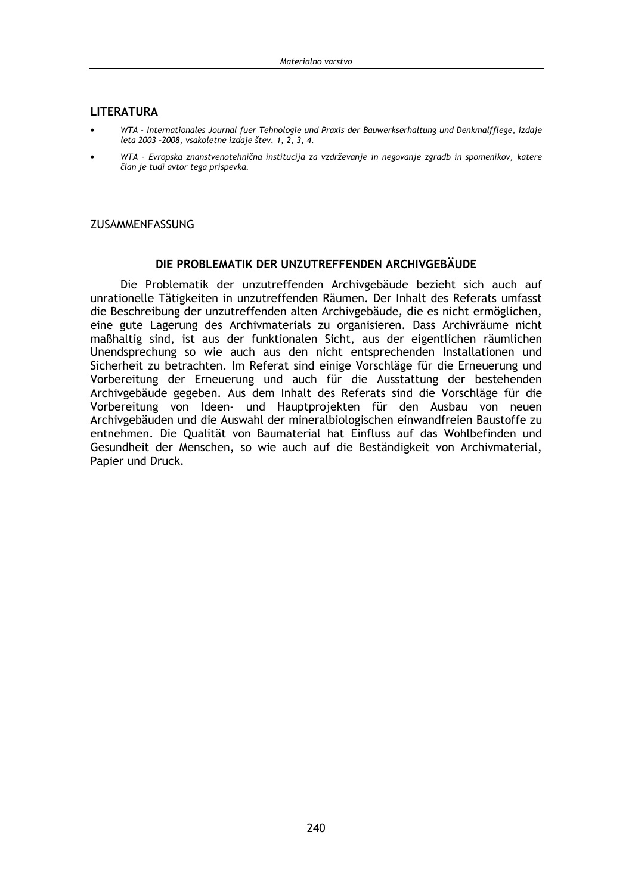## LITERATURA

- *WTA - Internationales Journal fuer Tehnologie und Praxis der Bauwerkserhaltung und Denkmalfflege, izdaje leta 2003 -2008, vsakoletne izdaje štev. 1, 2, 3, 4.*
- *WTA – Evropska znanstvenotehnična institucija za vzdrževanje in negovanje zgradb in spomenikov, katere član je tudi avtor tega prispevka.*

ZUSAMMENFASSUNG

### DIE PROBLEMATIK DER UNZUTREFFENDEN ARCHIVGEBÄUDE

Die Problematik der unzutreffenden Archivgebäude bezieht sich auch auf unrationelle Tätigkeiten in unzutreffenden Räumen. Der Inhalt des Referats umfasst die Beschreibung der unzutreffenden alten Archivgebäude, die es nicht ermöglichen, eine gute Lagerung des Archivmaterials zu organisieren. Dass Archivräume nicht maßhaltig sind, ist aus der funktionalen Sicht, aus der eigentlichen räumlichen Unendsprechung so wie auch aus den nicht entsprechenden Installationen und Sicherheit zu betrachten. Im Referat sind einige Vorschläge für die Erneuerung und Vorbereitung der Erneuerung und auch für die Ausstattung der bestehenden Archivgebäude gegeben. Aus dem Inhalt des Referats sind die Vorschläge für die Vorbereitung von Ideen- und Hauptprojekten für den Ausbau von neuen Archivgebäuden und die Auswahl der mineralbiologischen einwandfreien Baustoffe zu entnehmen. Die Qualität von Baumaterial hat Einfluss auf das Wohlbefinden und Gesundheit der Menschen, so wie auch auf die Beständigkeit von Archivmaterial, Papier und Druck.